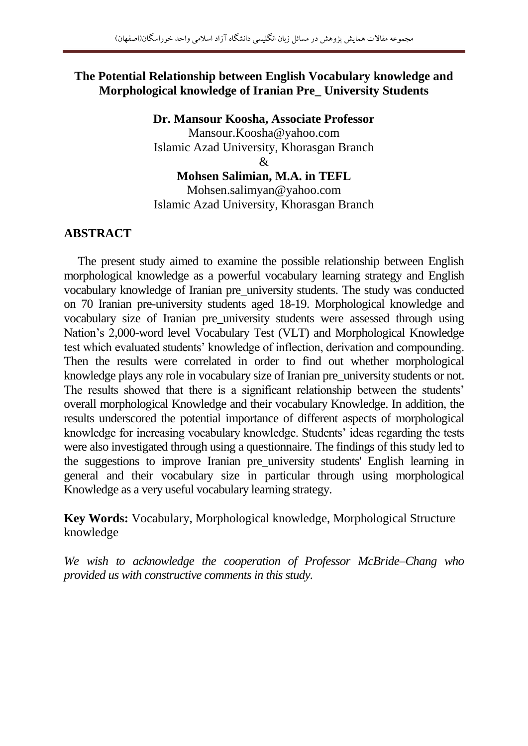# The Potential Relationship between English Vocabulary knowledge and Morphological knowledge of Iranian Pre_ University Students

**Dr. Mansour Koosha, Associate Professor**
Mansour.Koosha@yahoo.com
Islamic Azad University, Khorasgan Branch
&
**Mohsen Salimian, M.A. in TEFL**
Mohsen.salimyan@yahoo.com
Islamic Azad University, Khorasgan Branch

## ABSTRACT

The present study aimed to examine the possible relationship between English morphological knowledge as a powerful vocabulary learning strategy and English vocabulary knowledge of Iranian pre_university students. The study was conducted on 70 Iranian pre-university students aged 18-19. Morphological knowledge and vocabulary size of Iranian pre_university students were assessed through using Nation's 2,000-word level Vocabulary Test (VLT) and Morphological Knowledge test which evaluated students' knowledge of inflection, derivation and compounding. Then the results were correlated in order to find out whether morphological knowledge plays any role in vocabulary size of Iranian pre_university students or not. The results showed that there is a significant relationship between the students' overall morphological Knowledge and their vocabulary Knowledge. In addition, the results underscored the potential importance of different aspects of morphological knowledge for increasing vocabulary knowledge. Students' ideas regarding the tests were also investigated through using a questionnaire. The findings of this study led to the suggestions to improve Iranian pre_university students' English learning in general and their vocabulary size in particular through using morphological Knowledge as a very useful vocabulary learning strategy.

**Key Words:** Vocabulary, Morphological knowledge, Morphological Structure knowledge

*We wish to acknowledge the cooperation of Professor McBride–Chang who provided us with constructive comments in this study.*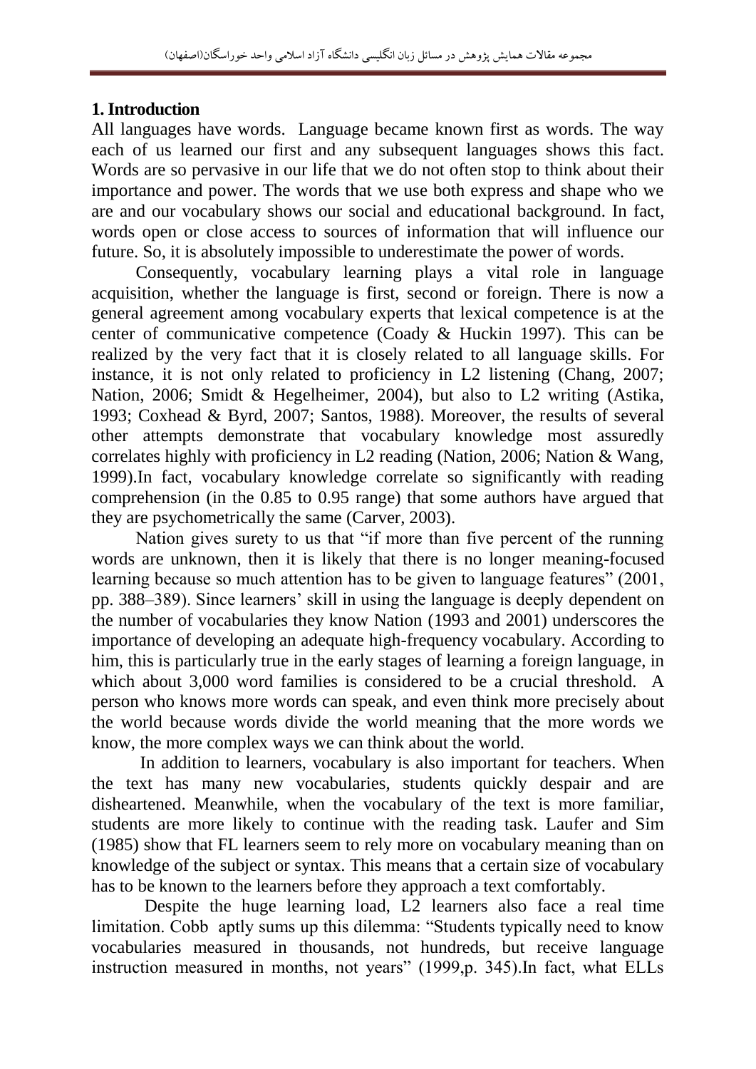## 1. Introduction

All languages have words. Language became known first as words. The way each of us learned our first and any subsequent languages shows this fact. Words are so pervasive in our life that we do not often stop to think about their importance and power. The words that we use both express and shape who we are and our vocabulary shows our social and educational background. In fact, words open or close access to sources of information that will influence our future. So, it is absolutely impossible to underestimate the power of words.

Consequently, vocabulary learning plays a vital role in language acquisition, whether the language is first, second or foreign. There is now a general agreement among vocabulary experts that lexical competence is at the center of communicative competence (Coady & Huckin 1997). This can be realized by the very fact that it is closely related to all language skills. For instance, it is not only related to proficiency in L2 listening (Chang, 2007; Nation, 2006; Smidt & Hegelheimer, 2004), but also to L2 writing (Astika, 1993; Coxhead & Byrd, 2007; Santos, 1988). Moreover, the results of several other attempts demonstrate that vocabulary knowledge most assuredly correlates highly with proficiency in L2 reading (Nation, 2006; Nation & Wang, 1999).In fact, vocabulary knowledge correlate so significantly with reading comprehension (in the 0.85 to 0.95 range) that some authors have argued that they are psychometrically the same (Carver, 2003).

Nation gives surety to us that "if more than five percent of the running words are unknown, then it is likely that there is no longer meaning-focused learning because so much attention has to be given to language features" (2001, pp. 388–389). Since learners' skill in using the language is deeply dependent on the number of vocabularies they know Nation (1993 and 2001) underscores the importance of developing an adequate high-frequency vocabulary. According to him, this is particularly true in the early stages of learning a foreign language, in which about 3,000 word families is considered to be a crucial threshold. A person who knows more words can speak, and even think more precisely about the world because words divide the world meaning that the more words we know, the more complex ways we can think about the world.

In addition to learners, vocabulary is also important for teachers. When the text has many new vocabularies, students quickly despair and are disheartened. Meanwhile, when the vocabulary of the text is more familiar, students are more likely to continue with the reading task. Laufer and Sim (1985) show that FL learners seem to rely more on vocabulary meaning than on knowledge of the subject or syntax. This means that a certain size of vocabulary has to be known to the learners before they approach a text comfortably.

Despite the huge learning load, L2 learners also face a real time limitation. Cobb aptly sums up this dilemma: "Students typically need to know vocabularies measured in thousands, not hundreds, but receive language instruction measured in months, not years" (1999,p. 345).In fact, what ELLs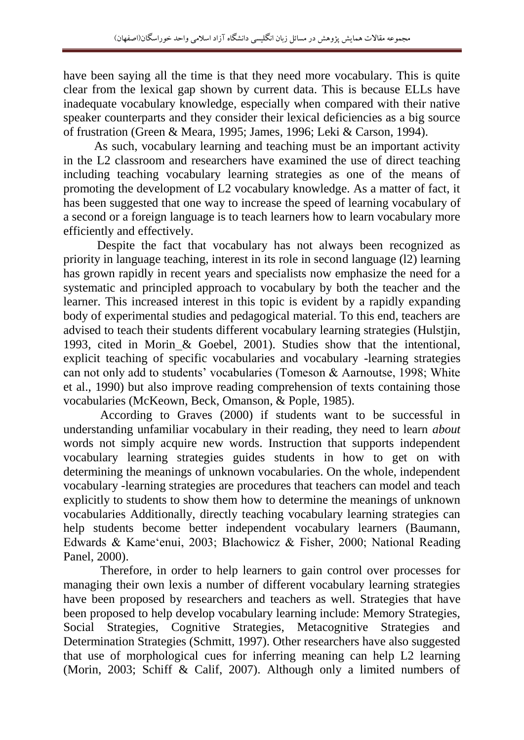have been saying all the time is that they need more vocabulary. This is quite clear from the lexical gap shown by current data. This is because ELLs have inadequate vocabulary knowledge, especially when compared with their native speaker counterparts and they consider their lexical deficiencies as a big source of frustration (Green & Meara, 1995; James, 1996; Leki & Carson, 1994).

As such, vocabulary learning and teaching must be an important activity in the L2 classroom and researchers have examined the use of direct teaching including teaching vocabulary learning strategies as one of the means of promoting the development of L2 vocabulary knowledge. As a matter of fact, it has been suggested that one way to increase the speed of learning vocabulary of a second or a foreign language is to teach learners how to learn vocabulary more efficiently and effectively.

Despite the fact that vocabulary has not always been recognized as priority in language teaching, interest in its role in second language (l2) learning has grown rapidly in recent years and specialists now emphasize the need for a systematic and principled approach to vocabulary by both the teacher and the learner. This increased interest in this topic is evident by a rapidly expanding body of experimental studies and pedagogical material. To this end, teachers are advised to teach their students different vocabulary learning strategies (Hulstjin, 1993, cited in Morin_& Goebel, 2001). Studies show that the intentional, explicit teaching of specific vocabularies and vocabulary -learning strategies can not only add to students' vocabularies (Tomeson & Aarnoutse, 1998; White et al., 1990) but also improve reading comprehension of texts containing those vocabularies (McKeown, Beck, Omanson, & Pople, 1985).

According to Graves (2000) if students want to be successful in understanding unfamiliar vocabulary in their reading, they need to learn *about* words not simply acquire new words. Instruction that supports independent vocabulary learning strategies guides students in how to get on with determining the meanings of unknown vocabularies. On the whole, independent vocabulary -learning strategies are procedures that teachers can model and teach explicitly to students to show them how to determine the meanings of unknown vocabularies Additionally, directly teaching vocabulary learning strategies can help students become better independent vocabulary learners (Baumann, Edwards & Kame'enui, 2003; Blachowicz & Fisher, 2000; National Reading Panel, 2000).

Therefore, in order to help learners to gain control over processes for managing their own lexis a number of different vocabulary learning strategies have been proposed by researchers and teachers as well. Strategies that have been proposed to help develop vocabulary learning include: Memory Strategies, Social Strategies, Cognitive Strategies, Metacognitive Strategies and Determination Strategies (Schmitt, 1997). Other researchers have also suggested that use of morphological cues for inferring meaning can help L2 learning (Morin, 2003; Schiff & Calif, 2007). Although only a limited numbers of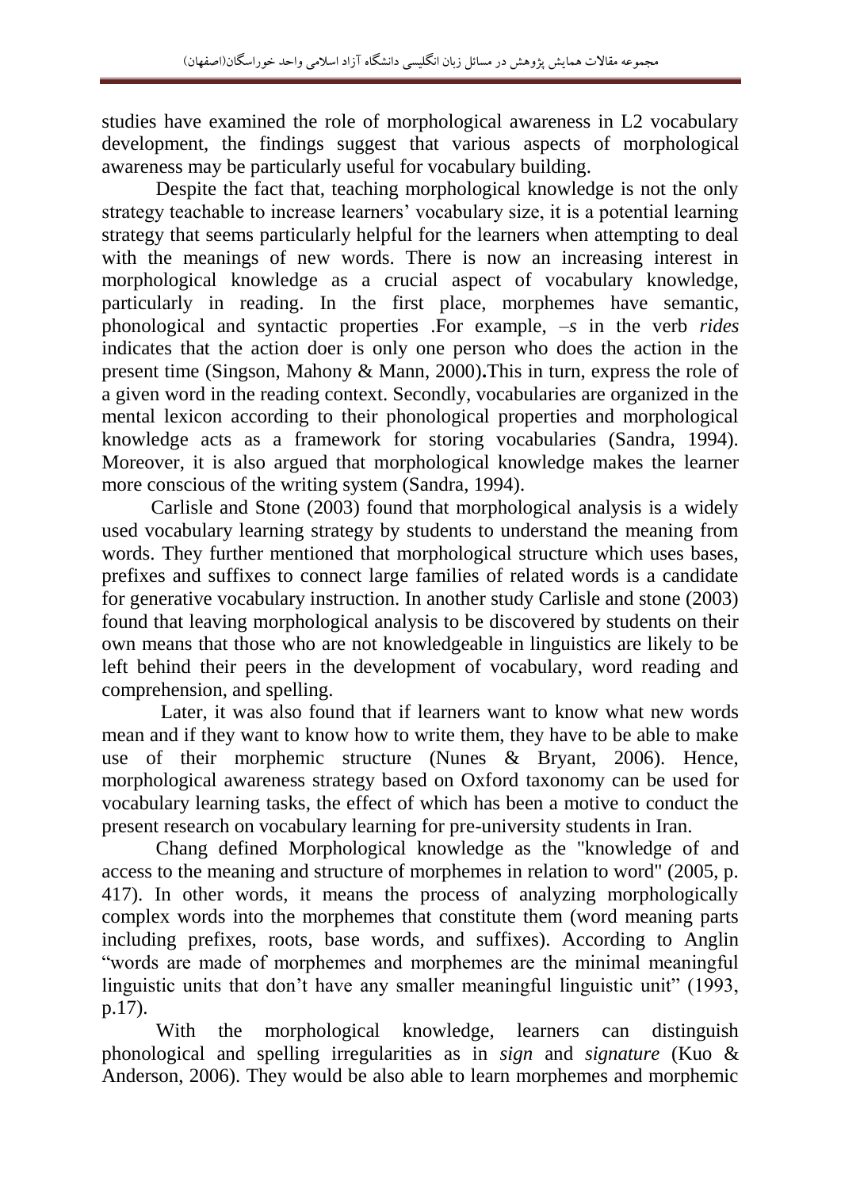studies have examined the role of morphological awareness in L2 vocabulary development, the findings suggest that various aspects of morphological awareness may be particularly useful for vocabulary building.

Despite the fact that, teaching morphological knowledge is not the only strategy teachable to increase learners' vocabulary size, it is a potential learning strategy that seems particularly helpful for the learners when attempting to deal with the meanings of new words. There is now an increasing interest in morphological knowledge as a crucial aspect of vocabulary knowledge, particularly in reading. In the first place, morphemes have semantic, phonological and syntactic properties .For example, *–s* in the verb *rides* indicates that the action doer is only one person who does the action in the present time (Singson, Mahony & Mann, 2000)**.**This in turn, express the role of a given word in the reading context. Secondly, vocabularies are organized in the mental lexicon according to their phonological properties and morphological knowledge acts as a framework for storing vocabularies (Sandra, 1994). Moreover, it is also argued that morphological knowledge makes the learner more conscious of the writing system (Sandra, 1994).

Carlisle and Stone (2003) found that morphological analysis is a widely used vocabulary learning strategy by students to understand the meaning from words. They further mentioned that morphological structure which uses bases, prefixes and suffixes to connect large families of related words is a candidate for generative vocabulary instruction. In another study Carlisle and stone (2003) found that leaving morphological analysis to be discovered by students on their own means that those who are not knowledgeable in linguistics are likely to be left behind their peers in the development of vocabulary, word reading and comprehension, and spelling.

Later, it was also found that if learners want to know what new words mean and if they want to know how to write them, they have to be able to make use of their morphemic structure (Nunes & Bryant, 2006). Hence, morphological awareness strategy based on Oxford taxonomy can be used for vocabulary learning tasks, the effect of which has been a motive to conduct the present research on vocabulary learning for pre-university students in Iran.

Chang defined Morphological knowledge as the "knowledge of and access to the meaning and structure of morphemes in relation to word" (2005, p. 417). In other words, it means the process of analyzing morphologically complex words into the morphemes that constitute them (word meaning parts including prefixes, roots, base words, and suffixes). According to Anglin "words are made of morphemes and morphemes are the minimal meaningful linguistic units that don't have any smaller meaningful linguistic unit" (1993, p.17).

With the morphological knowledge, learners can distinguish phonological and spelling irregularities as in *sign* and *signature* (Kuo & Anderson, 2006). They would be also able to learn morphemes and morphemic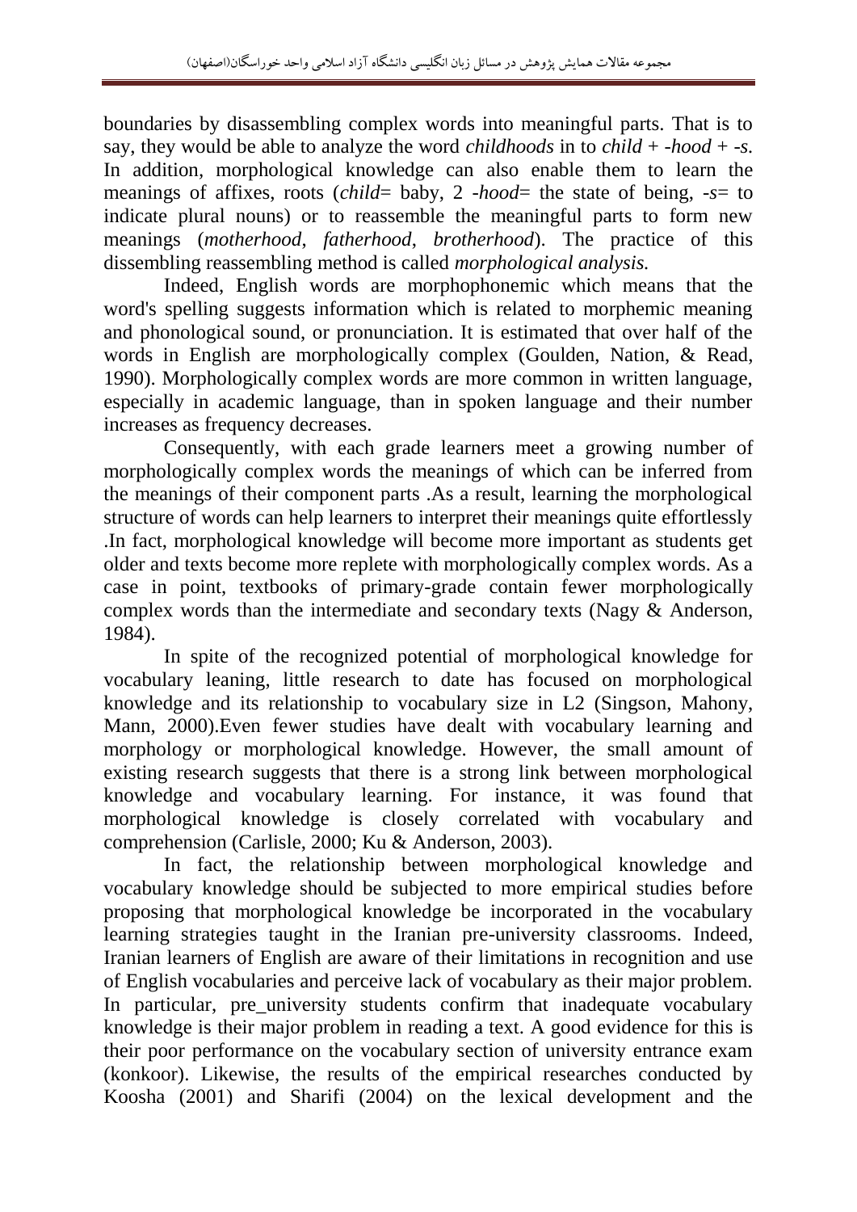boundaries by disassembling complex words into meaningful parts. That is to say, they would be able to analyze the word *childhoods* in to *child* + *-hood* + *-s*. In addition, morphological knowledge can also enable them to learn the meanings of affixes, roots (*child*= baby, 2 *-hood*= the state of being, *-s*= to indicate plural nouns) or to reassemble the meaningful parts to form new meanings (*motherhood*, *fatherhood*, *brotherhood*). The practice of this dissembling reassembling method is called *morphological analysis.*

Indeed, English words are morphophonemic which means that the word's spelling suggests information which is related to morphemic meaning and phonological sound, or pronunciation. It is estimated that over half of the words in English are morphologically complex (Goulden, Nation, & Read, 1990). Morphologically complex words are more common in written language, especially in academic language, than in spoken language and their number increases as frequency decreases.

Consequently, with each grade learners meet a growing number of morphologically complex words the meanings of which can be inferred from the meanings of their component parts .As a result, learning the morphological structure of words can help learners to interpret their meanings quite effortlessly .In fact, morphological knowledge will become more important as students get older and texts become more replete with morphologically complex words. As a case in point, textbooks of primary-grade contain fewer morphologically complex words than the intermediate and secondary texts (Nagy & Anderson, 1984).

In spite of the recognized potential of morphological knowledge for vocabulary leaning, little research to date has focused on morphological knowledge and its relationship to vocabulary size in L2 (Singson, Mahony, Mann, 2000).Even fewer studies have dealt with vocabulary learning and morphology or morphological knowledge. However, the small amount of existing research suggests that there is a strong link between morphological knowledge and vocabulary learning. For instance, it was found that morphological knowledge is closely correlated with vocabulary and comprehension (Carlisle, 2000; Ku & Anderson, 2003).

In fact, the relationship between morphological knowledge and vocabulary knowledge should be subjected to more empirical studies before proposing that morphological knowledge be incorporated in the vocabulary learning strategies taught in the Iranian pre-university classrooms. Indeed, Iranian learners of English are aware of their limitations in recognition and use of English vocabularies and perceive lack of vocabulary as their major problem. In particular, pre_university students confirm that inadequate vocabulary knowledge is their major problem in reading a text. A good evidence for this is their poor performance on the vocabulary section of university entrance exam (konkoor). Likewise, the results of the empirical researches conducted by Koosha (2001) and Sharifi (2004) on the lexical development and the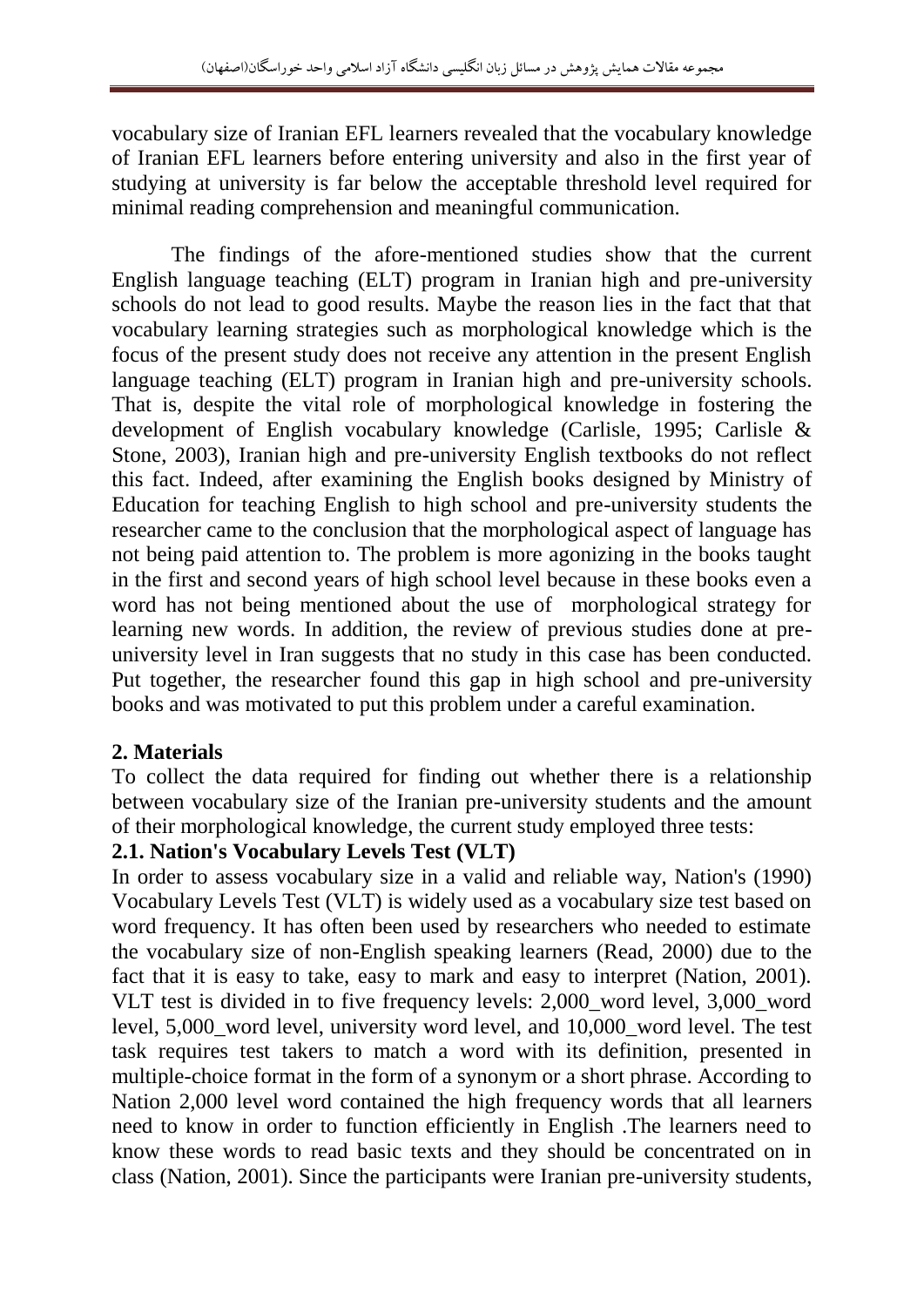vocabulary size of Iranian EFL learners revealed that the vocabulary knowledge of Iranian EFL learners before entering university and also in the first year of studying at university is far below the acceptable threshold level required for minimal reading comprehension and meaningful communication.

The findings of the afore-mentioned studies show that the current English language teaching (ELT) program in Iranian high and pre-university schools do not lead to good results. Maybe the reason lies in the fact that that vocabulary learning strategies such as morphological knowledge which is the focus of the present study does not receive any attention in the present English language teaching (ELT) program in Iranian high and pre-university schools. That is, despite the vital role of morphological knowledge in fostering the development of English vocabulary knowledge (Carlisle, 1995; Carlisle & Stone, 2003), Iranian high and pre-university English textbooks do not reflect this fact. Indeed, after examining the English books designed by Ministry of Education for teaching English to high school and pre-university students the researcher came to the conclusion that the morphological aspect of language has not being paid attention to. The problem is more agonizing in the books taught in the first and second years of high school level because in these books even a word has not being mentioned about the use of morphological strategy for learning new words. In addition, the review of previous studies done at pre-university level in Iran suggests that no study in this case has been conducted. Put together, the researcher found this gap in high school and pre-university books and was motivated to put this problem under a careful examination.

## 2. Materials

To collect the data required for finding out whether there is a relationship between vocabulary size of the Iranian pre-university students and the amount of their morphological knowledge, the current study employed three tests:

### 2.1. Nation's Vocabulary Levels Test (VLT)

In order to assess vocabulary size in a valid and reliable way, Nation's (1990) Vocabulary Levels Test (VLT) is widely used as a vocabulary size test based on word frequency. It has often been used by researchers who needed to estimate the vocabulary size of non-English speaking learners (Read, 2000) due to the fact that it is easy to take, easy to mark and easy to interpret (Nation, 2001). VLT test is divided in to five frequency levels: 2,000_word level, 3,000_word level, 5,000_word level, university word level, and 10,000_word level. The test task requires test takers to match a word with its definition, presented in multiple-choice format in the form of a synonym or a short phrase. According to Nation 2,000 level word contained the high frequency words that all learners need to know in order to function efficiently in English .The learners need to know these words to read basic texts and they should be concentrated on in class (Nation, 2001). Since the participants were Iranian pre-university students,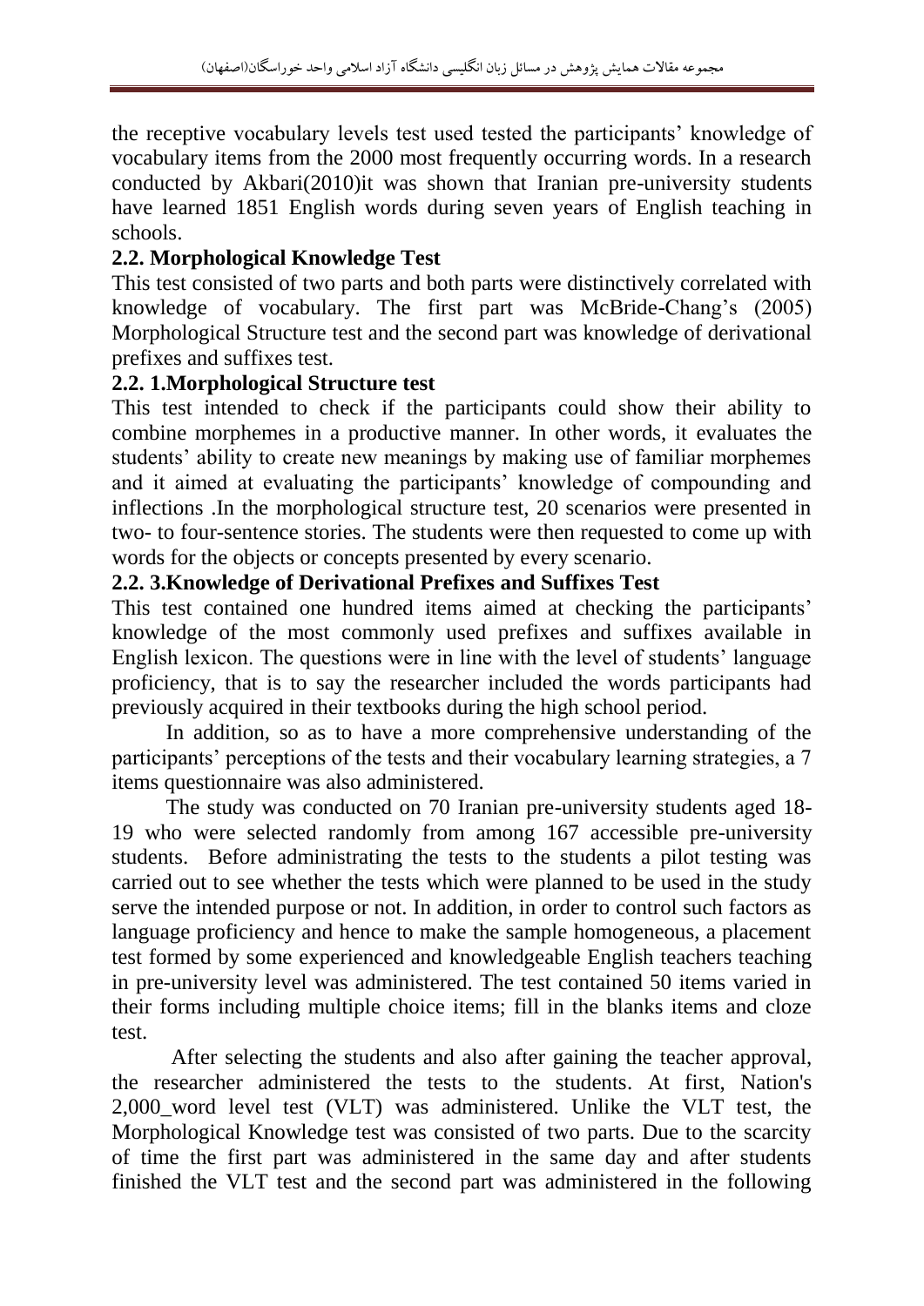the receptive vocabulary levels test used tested the participants' knowledge of vocabulary items from the 2000 most frequently occurring words. In a research conducted by Akbari(2010)it was shown that Iranian pre-university students have learned 1851 English words during seven years of English teaching in schools.

### 2.2. Morphological Knowledge Test

This test consisted of two parts and both parts were distinctively correlated with knowledge of vocabulary. The first part was McBride-Chang's (2005) Morphological Structure test and the second part was knowledge of derivational prefixes and suffixes test.

#### 2.2. 1.Morphological Structure test

This test intended to check if the participants could show their ability to combine morphemes in a productive manner. In other words, it evaluates the students' ability to create new meanings by making use of familiar morphemes and it aimed at evaluating the participants' knowledge of compounding and inflections .In the morphological structure test, 20 scenarios were presented in two- to four-sentence stories. The students were then requested to come up with words for the objects or concepts presented by every scenario.

#### 2.2. 3.Knowledge of Derivational Prefixes and Suffixes Test

This test contained one hundred items aimed at checking the participants' knowledge of the most commonly used prefixes and suffixes available in English lexicon. The questions were in line with the level of students' language proficiency, that is to say the researcher included the words participants had previously acquired in their textbooks during the high school period.

In addition, so as to have a more comprehensive understanding of the participants' perceptions of the tests and their vocabulary learning strategies, a 7 items questionnaire was also administered.

The study was conducted on 70 Iranian pre-university students aged 18-19 who were selected randomly from among 167 accessible pre-university students. Before administrating the tests to the students a pilot testing was carried out to see whether the tests which were planned to be used in the study serve the intended purpose or not. In addition, in order to control such factors as language proficiency and hence to make the sample homogeneous, a placement test formed by some experienced and knowledgeable English teachers teaching in pre-university level was administered. The test contained 50 items varied in their forms including multiple choice items; fill in the blanks items and cloze test.

After selecting the students and also after gaining the teacher approval, the researcher administered the tests to the students. At first, Nation's 2,000_word level test (VLT) was administered. Unlike the VLT test, the Morphological Knowledge test was consisted of two parts. Due to the scarcity of time the first part was administered in the same day and after students finished the VLT test and the second part was administered in the following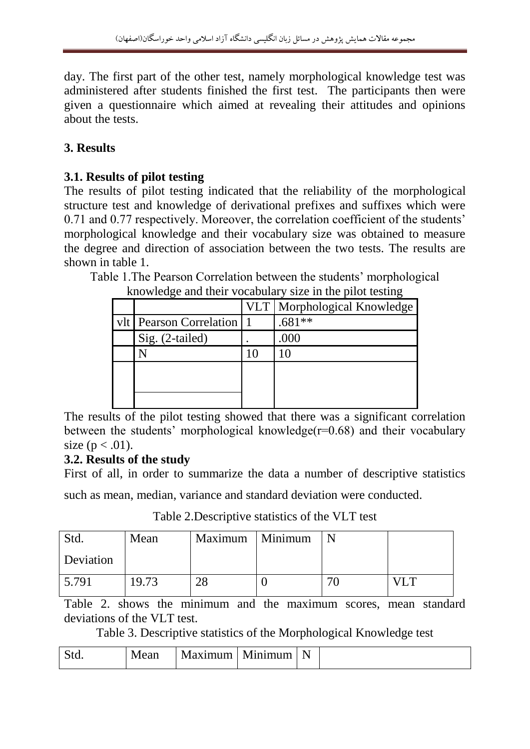day. The first part of the other test, namely morphological knowledge test was administered after students finished the first test. The participants then were given a questionnaire which aimed at revealing their attitudes and opinions about the tests.

## 3. Results

### 3.1. Results of pilot testing

The results of pilot testing indicated that the reliability of the morphological structure test and knowledge of derivational prefixes and suffixes which were 0.71 and 0.77 respectively. Moreover, the correlation coefficient of the students' morphological knowledge and their vocabulary size was obtained to measure the degree and direction of association between the two tests. The results are shown in table 1.

Table 1.The Pearson Correlation between the students' morphological knowledge and their vocabulary size in the pilot testing

| | | VLT | Morphological Knowledge |
|---|---|---|---|
| vlt | Pearson Correlation | 1 | .681** |
| | Sig. (2-tailed) | . | .000 |
| | N | 10 | 10 |
| | | | |
| | | | |

The results of the pilot testing showed that there was a significant correlation between the students' morphological knowledge($r=0.68$) and their vocabulary size ($p < .01$).

### 3.2. Results of the study

First of all, in order to summarize the data a number of descriptive statistics such as mean, median, variance and standard deviation were conducted.

Table 2.Descriptive statistics of the VLT test

| Std. Deviation | Mean | Maximum | Minimum | N | |
|---|---|---|---|---|---|
| 5.791 | 19.73 | 28 | 0 | 70 | VLT |

Table 2. shows the minimum and the maximum scores, mean standard deviations of the VLT test.

Table 3. Descriptive statistics of the Morphological Knowledge test

| Std. | Mean | Maximum | Minimum | N | |
|---|---|---|---|---|---|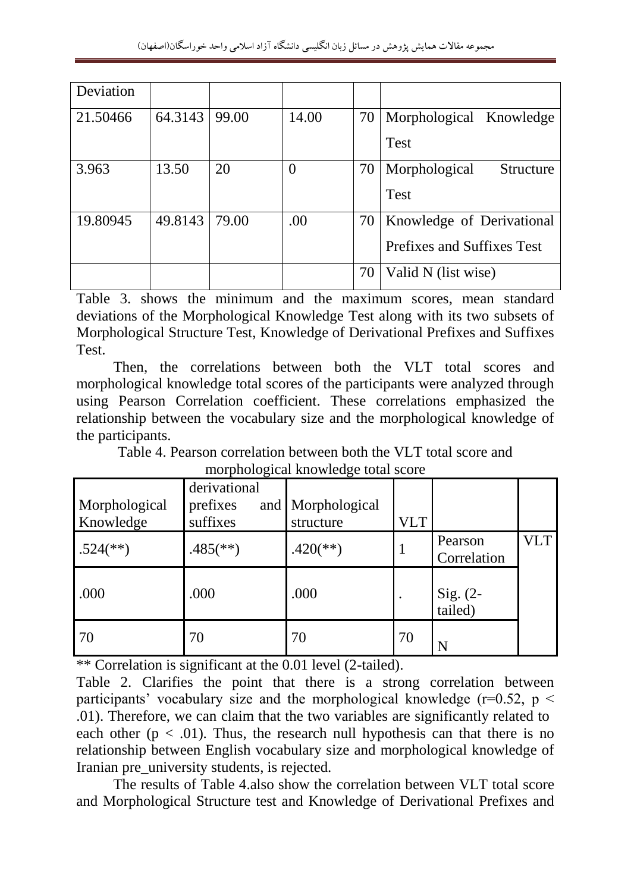| Deviation | | | | | |
|---|---|---|---|---|---|
| 21.50466 | 64.3143 | 99.00 | 14.00 | 70 | Morphological Knowledge Test |
| 3.963 | 13.50 | 20 | 0 | 70 | Morphological Structure Test |
| 19.80945 | 49.8143 | 79.00 | .00 | 70 | Knowledge of Derivational Prefixes and Suffixes Test |
| | | | | 70 | Valid N (list wise) |

Table 3. shows the minimum and the maximum scores, mean standard deviations of the Morphological Knowledge Test along with its two subsets of Morphological Structure Test, Knowledge of Derivational Prefixes and Suffixes Test.

Then, the correlations between both the VLT total scores and morphological knowledge total scores of the participants were analyzed through using Pearson Correlation coefficient. These correlations emphasized the relationship between the vocabulary size and the morphological knowledge of the participants.

Table 4. Pearson correlation between both the VLT total score and morphological knowledge total score

| Morphological Knowledge | derivational prefixes and suffixes | Morphological structure | VLT | | |
|---|---|---|---|---|---|
| .524(**) | .485(**) | .420(**) | 1 | Pearson Correlation | VLT |
| .000 | .000 | .000 | . | Sig. (2-tailed) | |
| 70 | 70 | 70 | 70 | N | |

** Correlation is significant at the 0.01 level (2-tailed).

Table 2. Clarifies the point that there is a strong correlation between participants' vocabulary size and the morphological knowledge ($r=0.52$, $p < .01$). Therefore, we can claim that the two variables are significantly related to each other ($p < .01$). Thus, the research null hypothesis can that there is no relationship between English vocabulary size and morphological knowledge of Iranian pre_university students, is rejected.

The results of Table 4.also show the correlation between VLT total score and Morphological Structure test and Knowledge of Derivational Prefixes and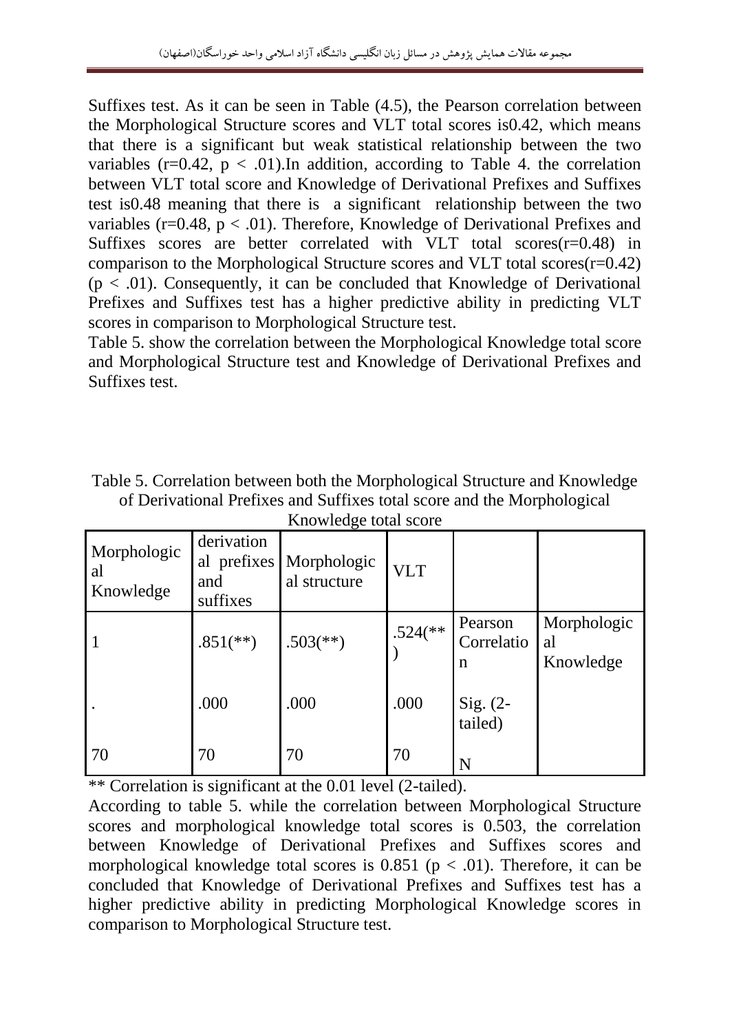Suffixes test. As it can be seen in Table (4.5), the Pearson correlation between the Morphological Structure scores and VLT total scores is0.42, which means that there is a significant but weak statistical relationship between the two variables ($r=0.42$, $p < .01$).In addition, according to Table 4. the correlation between VLT total score and Knowledge of Derivational Prefixes and Suffixes test is0.48 meaning that there is a significant relationship between the two variables ($r=0.48$, $p < .01$). Therefore, Knowledge of Derivational Prefixes and Suffixes scores are better correlated with VLT total scores($r=0.48$) in comparison to the Morphological Structure scores and VLT total scores($r=0.42$) ($p < .01$). Consequently, it can be concluded that Knowledge of Derivational Prefixes and Suffixes test has a higher predictive ability in predicting VLT scores in comparison to Morphological Structure test.

Table 5. show the correlation between the Morphological Knowledge total score and Morphological Structure test and Knowledge of Derivational Prefixes and Suffixes test.

Table 5. Correlation between both the Morphological Structure and Knowledge of Derivational Prefixes and Suffixes total score and the Morphological Knowledge total score

| Morphological Knowledge | derivational prefixes and suffixes | Morphological structure | VLT | | |
|---|---|---|---|---|---|
| 1 | .851(**) | .503(**) | .524(**) | Pearson Correlation | Morphological Knowledge |
| . | .000 | .000 | .000 | Sig. (2-tailed) | |
| 70 | 70 | 70 | 70 | N | |

** Correlation is significant at the 0.01 level (2-tailed).

According to table 5. while the correlation between Morphological Structure scores and morphological knowledge total scores is 0.503, the correlation between Knowledge of Derivational Prefixes and Suffixes scores and morphological knowledge total scores is 0.851 ($p < .01$). Therefore, it can be concluded that Knowledge of Derivational Prefixes and Suffixes test has a higher predictive ability in predicting Morphological Knowledge scores in comparison to Morphological Structure test.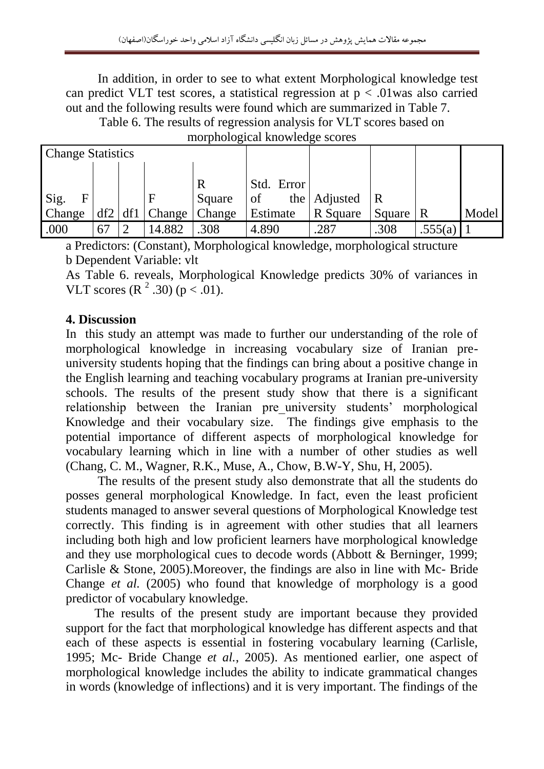In addition, in order to see to what extent Morphological knowledge test can predict VLT test scores, a statistical regression at $p < .01$was also carried out and the following results were found which are summarized in Table 7.

Table 6. The results of regression analysis for VLT scores based on morphological knowledge scores

| Change Statistics | | | | | | | | | |
|---|---|---|---|---|---|---|---|---|---|
| Sig. F Change | df2 | df1 | F Change | R Square Change | Std. Error of the Estimate | Adjusted R Square | R Square | R | Model |
| .000 | 67 | 2 | 14.882 | .308 | 4.890 | .287 | .308 | .555(a) | 1 |

a Predictors: (Constant), Morphological knowledge, morphological structure
b Dependent Variable: vlt

As Table 6. reveals, Morphological Knowledge predicts 30% of variances in VLT scores ($R^2$ .30) ($p < .01$).

## 4. Discussion

In this study an attempt was made to further our understanding of the role of morphological knowledge in increasing vocabulary size of Iranian pre-university students hoping that the findings can bring about a positive change in the English learning and teaching vocabulary programs at Iranian pre-university schools. The results of the present study show that there is a significant relationship between the Iranian pre_university students' morphological Knowledge and their vocabulary size. The findings give emphasis to the potential importance of different aspects of morphological knowledge for vocabulary learning which in line with a number of other studies as well (Chang, C. M., Wagner, R.K., Muse, A., Chow, B.W-Y, Shu, H, 2005).

The results of the present study also demonstrate that all the students do posses general morphological Knowledge. In fact, even the least proficient students managed to answer several questions of Morphological Knowledge test correctly. This finding is in agreement with other studies that all learners including both high and low proficient learners have morphological knowledge and they use morphological cues to decode words (Abbott & Berninger, 1999; Carlisle & Stone, 2005).Moreover, the findings are also in line with Mc- Bride Change *et al.* (2005) who found that knowledge of morphology is a good predictor of vocabulary knowledge.

The results of the present study are important because they provided support for the fact that morphological knowledge has different aspects and that each of these aspects is essential in fostering vocabulary learning (Carlisle, 1995; Mc- Bride Change *et al.*, 2005). As mentioned earlier, one aspect of morphological knowledge includes the ability to indicate grammatical changes in words (knowledge of inflections) and it is very important. The findings of the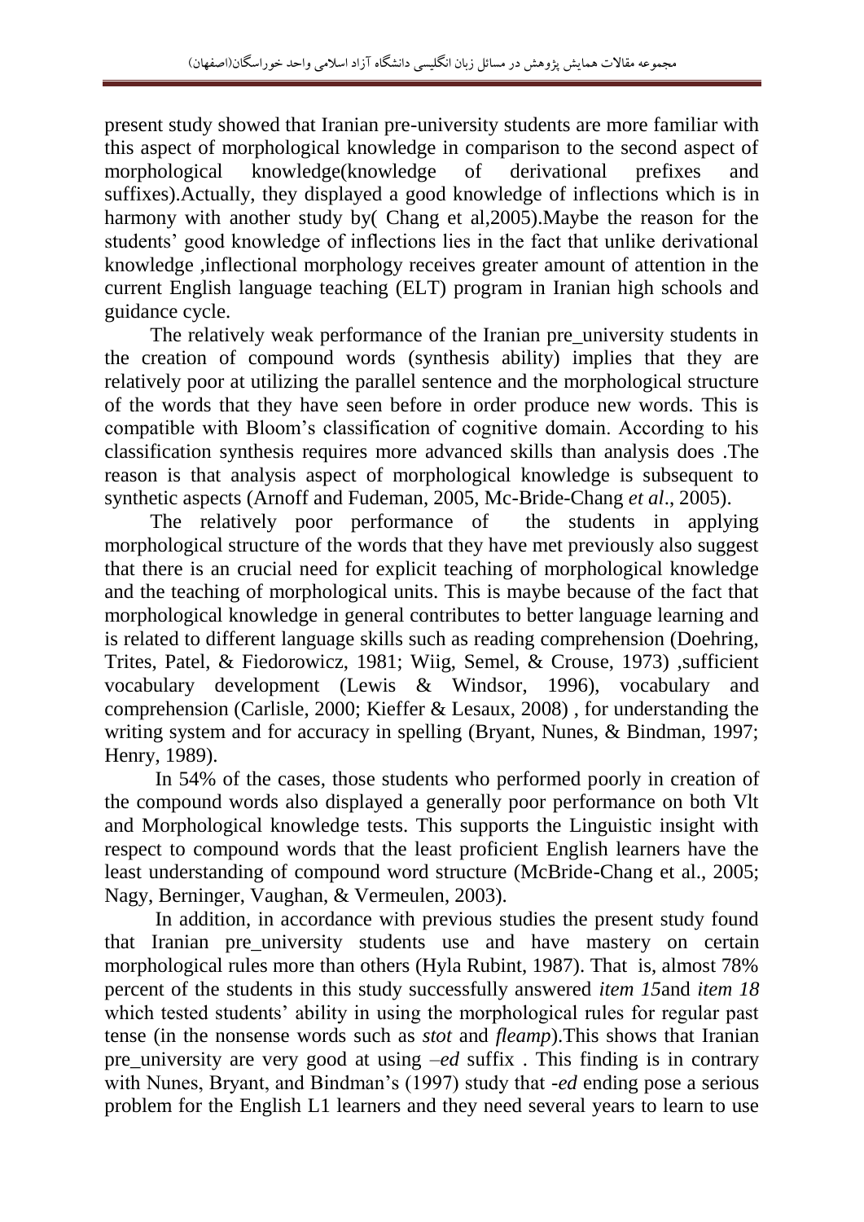present study showed that Iranian pre-university students are more familiar with this aspect of morphological knowledge in comparison to the second aspect of morphological knowledge(knowledge of derivational prefixes and suffixes).Actually, they displayed a good knowledge of inflections which is in harmony with another study by( Chang et al,2005).Maybe the reason for the students' good knowledge of inflections lies in the fact that unlike derivational knowledge ,inflectional morphology receives greater amount of attention in the current English language teaching (ELT) program in Iranian high schools and guidance cycle.

The relatively weak performance of the Iranian pre_university students in the creation of compound words (synthesis ability) implies that they are relatively poor at utilizing the parallel sentence and the morphological structure of the words that they have seen before in order produce new words. This is compatible with Bloom's classification of cognitive domain. According to his classification synthesis requires more advanced skills than analysis does .The reason is that analysis aspect of morphological knowledge is subsequent to synthetic aspects (Arnoff and Fudeman, 2005, Mc-Bride-Chang *et al*., 2005).

The relatively poor performance of the students in applying morphological structure of the words that they have met previously also suggest that there is an crucial need for explicit teaching of morphological knowledge and the teaching of morphological units. This is maybe because of the fact that morphological knowledge in general contributes to better language learning and is related to different language skills such as reading comprehension (Doehring, Trites, Patel, & Fiedorowicz, 1981; Wiig, Semel, & Crouse, 1973) ,sufficient vocabulary development (Lewis & Windsor, 1996), vocabulary and comprehension (Carlisle, 2000; Kieffer & Lesaux, 2008) , for understanding the writing system and for accuracy in spelling (Bryant, Nunes, & Bindman, 1997; Henry, 1989).

In 54% of the cases, those students who performed poorly in creation of the compound words also displayed a generally poor performance on both Vlt and Morphological knowledge tests. This supports the Linguistic insight with respect to compound words that the least proficient English learners have the least understanding of compound word structure (McBride-Chang et al., 2005; Nagy, Berninger, Vaughan, & Vermeulen, 2003).

In addition, in accordance with previous studies the present study found that Iranian pre_university students use and have mastery on certain morphological rules more than others (Hyla Rubint, 1987). That is, almost 78% percent of the students in this study successfully answered *item 15*and *item 18* which tested students' ability in using the morphological rules for regular past tense (in the nonsense words such as *stot* and *fleamp*).This shows that Iranian pre_university are very good at using *–ed* suffix . This finding is in contrary with Nunes, Bryant, and Bindman's (1997) study that *-ed* ending pose a serious problem for the English L1 learners and they need several years to learn to use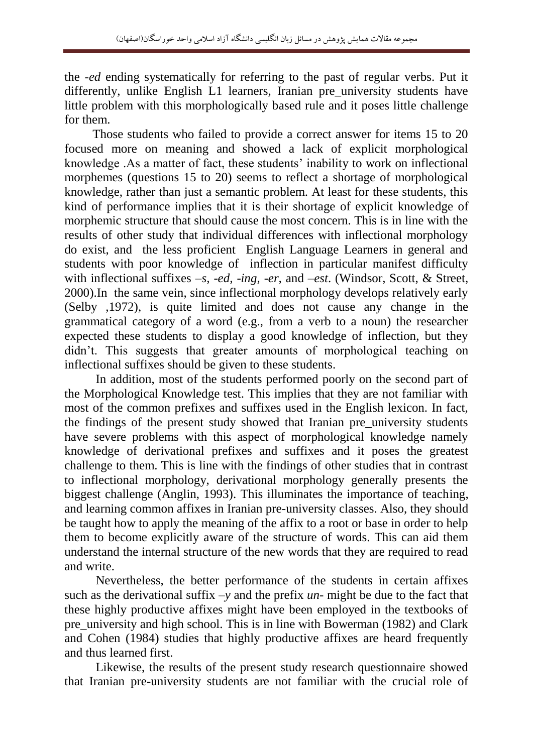the *-ed* ending systematically for referring to the past of regular verbs. Put it differently, unlike English L1 learners, Iranian pre_university students have little problem with this morphologically based rule and it poses little challenge for them.

Those students who failed to provide a correct answer for items 15 to 20 focused more on meaning and showed a lack of explicit morphological knowledge .As a matter of fact, these students' inability to work on inflectional morphemes (questions 15 to 20) seems to reflect a shortage of morphological knowledge, rather than just a semantic problem. At least for these students, this kind of performance implies that it is their shortage of explicit knowledge of morphemic structure that should cause the most concern. This is in line with the results of other study that individual differences with inflectional morphology do exist, and the less proficient English Language Learners in general and students with poor knowledge of inflection in particular manifest difficulty with inflectional suffixes *–s*, *-ed*, *-ing*, *-er*, and *–est*. (Windsor, Scott, & Street, 2000).In the same vein, since inflectional morphology develops relatively early (Selby ,1972), is quite limited and does not cause any change in the grammatical category of a word (e.g., from a verb to a noun) the researcher expected these students to display a good knowledge of inflection, but they didn't. This suggests that greater amounts of morphological teaching on inflectional suffixes should be given to these students.

In addition, most of the students performed poorly on the second part of the Morphological Knowledge test. This implies that they are not familiar with most of the common prefixes and suffixes used in the English lexicon. In fact, the findings of the present study showed that Iranian pre_university students have severe problems with this aspect of morphological knowledge namely knowledge of derivational prefixes and suffixes and it poses the greatest challenge to them. This is line with the findings of other studies that in contrast to inflectional morphology, derivational morphology generally presents the biggest challenge (Anglin, 1993). This illuminates the importance of teaching, and learning common affixes in Iranian pre-university classes. Also, they should be taught how to apply the meaning of the affix to a root or base in order to help them to become explicitly aware of the structure of words. This can aid them understand the internal structure of the new words that they are required to read and write.

Nevertheless, the better performance of the students in certain affixes such as the derivational suffix *–y* and the prefix *un-* might be due to the fact that these highly productive affixes might have been employed in the textbooks of pre_university and high school. This is in line with Bowerman (1982) and Clark and Cohen (1984) studies that highly productive affixes are heard frequently and thus learned first.

Likewise, the results of the present study research questionnaire showed that Iranian pre-university students are not familiar with the crucial role of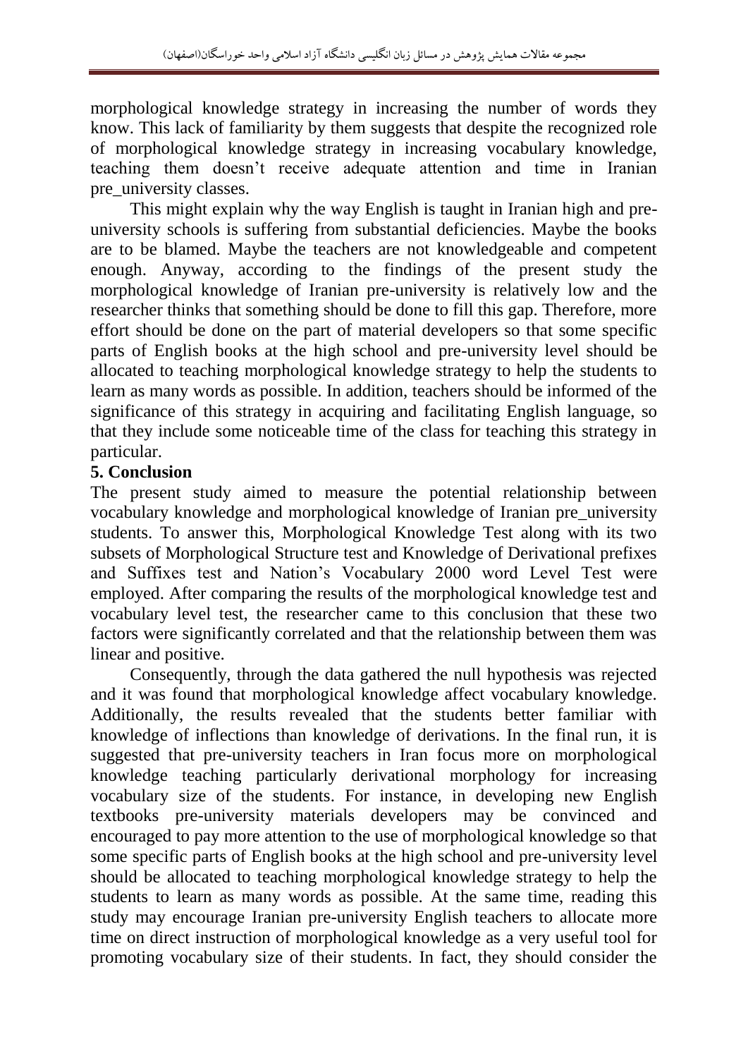morphological knowledge strategy in increasing the number of words they know. This lack of familiarity by them suggests that despite the recognized role of morphological knowledge strategy in increasing vocabulary knowledge, teaching them doesn't receive adequate attention and time in Iranian pre_university classes.

This might explain why the way English is taught in Iranian high and pre-university schools is suffering from substantial deficiencies. Maybe the books are to be blamed. Maybe the teachers are not knowledgeable and competent enough. Anyway, according to the findings of the present study the morphological knowledge of Iranian pre-university is relatively low and the researcher thinks that something should be done to fill this gap. Therefore, more effort should be done on the part of material developers so that some specific parts of English books at the high school and pre-university level should be allocated to teaching morphological knowledge strategy to help the students to learn as many words as possible. In addition, teachers should be informed of the significance of this strategy in acquiring and facilitating English language, so that they include some noticeable time of the class for teaching this strategy in particular.

**5. Conclusion**

The present study aimed to measure the potential relationship between vocabulary knowledge and morphological knowledge of Iranian pre_university students. To answer this, Morphological Knowledge Test along with its two subsets of Morphological Structure test and Knowledge of Derivational prefixes and Suffixes test and Nation's Vocabulary 2000 word Level Test were employed. After comparing the results of the morphological knowledge test and vocabulary level test, the researcher came to this conclusion that these two factors were significantly correlated and that the relationship between them was linear and positive.

Consequently, through the data gathered the null hypothesis was rejected and it was found that morphological knowledge affect vocabulary knowledge. Additionally, the results revealed that the students better familiar with knowledge of inflections than knowledge of derivations. In the final run, it is suggested that pre-university teachers in Iran focus more on morphological knowledge teaching particularly derivational morphology for increasing vocabulary size of the students. For instance, in developing new English textbooks pre-university materials developers may be convinced and encouraged to pay more attention to the use of morphological knowledge so that some specific parts of English books at the high school and pre-university level should be allocated to teaching morphological knowledge strategy to help the students to learn as many words as possible. At the same time, reading this study may encourage Iranian pre-university English teachers to allocate more time on direct instruction of morphological knowledge as a very useful tool for promoting vocabulary size of their students. In fact, they should consider the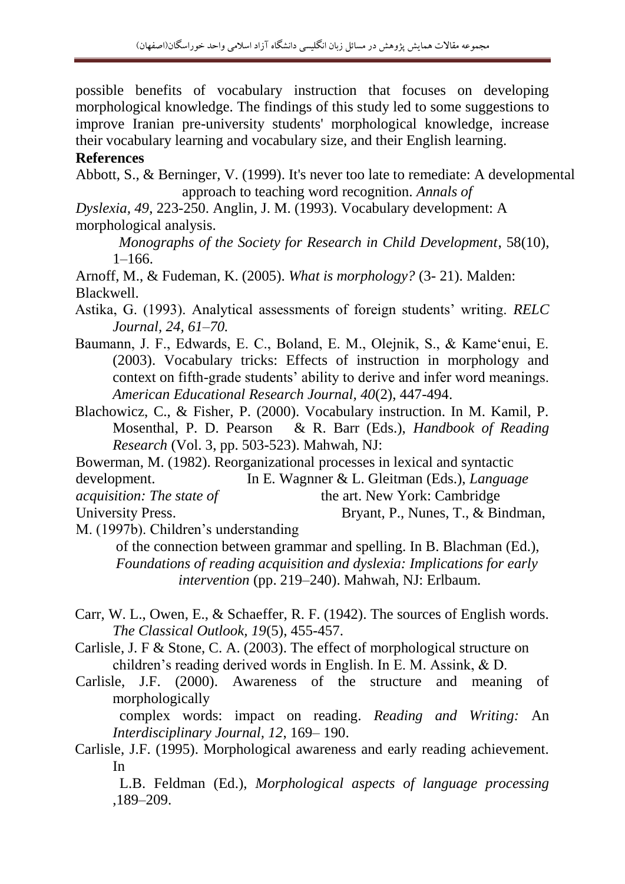possible benefits of vocabulary instruction that focuses on developing morphological knowledge. The findings of this study led to some suggestions to improve Iranian pre-university students' morphological knowledge, increase their vocabulary learning and vocabulary size, and their English learning.

**References**

Abbott, S., & Berninger, V. (1999). It's never too late to remediate: A developmental approach to teaching word recognition. *Annals of Dyslexia, 49*, 223-250. Anglin, J. M. (1993). Vocabulary development: A morphological analysis. *Monographs of the Society for Research in Child Development*, 58(10), 1–166.

Arnoff, M., & Fudeman, K. (2005). *What is morphology?* (3- 21). Malden: Blackwell.

Astika, G. (1993). Analytical assessments of foreign students' writing. *RELC Journal, 24, 61–70.*

Baumann, J. F., Edwards, E. C., Boland, E. M., Olejnik, S., & Kame'enui, E. (2003). Vocabulary tricks: Effects of instruction in morphology and context on fifth-grade students' ability to derive and infer word meanings. *American Educational Research Journal, 40*(2), 447-494.

Blachowicz, C., & Fisher, P. (2000). Vocabulary instruction. In M. Kamil, P. Mosenthal, P. D. Pearson & R. Barr (Eds.), *Handbook of Reading Research* (Vol. 3, pp. 503-523). Mahwah, NJ:

Bowerman, M. (1982). Reorganizational processes in lexical and syntactic development. In E. Wagnner & L. Gleitman (Eds.), *Language acquisition: The state of* the art. New York: Cambridge University Press. Bryant, P., Nunes, T., & Bindman, M. (1997b). Children's understanding of the connection between grammar and spelling. In B. Blachman (Ed.), *Foundations of reading acquisition and dyslexia: Implications for early intervention* (pp. 219–240). Mahwah, NJ: Erlbaum.

Carr, W. L., Owen, E., & Schaeffer, R. F. (1942). The sources of English words. *The Classical Outlook, 19*(5), 455-457.

Carlisle, J. F & Stone, C. A. (2003). The effect of morphological structure on children's reading derived words in English. In E. M. Assink, & D.

Carlisle, J.F. (2000). Awareness of the structure and meaning of morphologically complex words: impact on reading. *Reading and Writing:* An *Interdisciplinary Journal, 12*, 169– 190.

Carlisle, J.F. (1995). Morphological awareness and early reading achievement. In L.B. Feldman (Ed.), *Morphological aspects of language processing* ,189–209.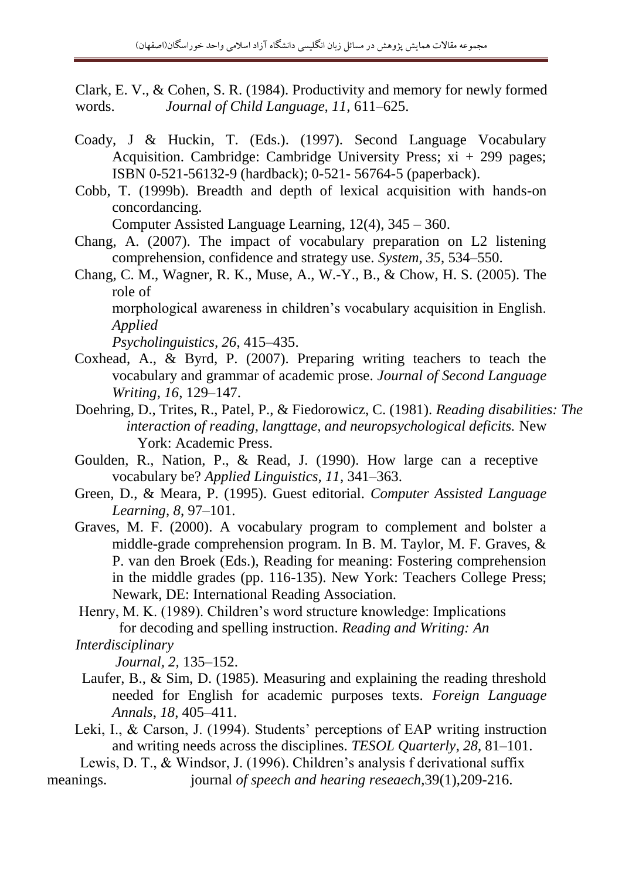Clark, E. V., & Cohen, S. R. (1984). Productivity and memory for newly formed words. *Journal of Child Language, 11,* 611–625.

Coady, J & Huckin, T. (Eds.). (1997). Second Language Vocabulary Acquisition. Cambridge: Cambridge University Press; xi + 299 pages; ISBN 0-521-56132-9 (hardback); 0-521- 56764-5 (paperback).

Cobb, T. (1999b). Breadth and depth of lexical acquisition with hands-on concordancing.
Computer Assisted Language Learning, 12(4), 345 – 360.

Chang, A. (2007). The impact of vocabulary preparation on L2 listening comprehension, confidence and strategy use. *System*, *35*, 534–550.

Chang, C. M., Wagner, R. K., Muse, A., W.-Y., B., & Chow, H. S. (2005). The role of
morphological awareness in children's vocabulary acquisition in English. *Applied Psycholinguistics, 26,* 415–435.

Coxhead, A., & Byrd, P. (2007). Preparing writing teachers to teach the vocabulary and grammar of academic prose. *Journal of Second Language Writing*, *16*, 129–147.

Doehring, D., Trites, R., Patel, P., & Fiedorowicz, C. (1981). *Reading disabilities: The interaction of reading, langttage, and neuropsychological deficits.* New York: Academic Press.

Goulden, R., Nation, P., & Read, J. (1990). How large can a receptive vocabulary be? *Applied Linguistics, 11*, 341–363.

Green, D., & Meara, P. (1995). Guest editorial. *Computer Assisted Language Learning*, *8*, 97–101.

Graves, M. F. (2000). A vocabulary program to complement and bolster a middle-grade comprehension program. In B. M. Taylor, M. F. Graves, & P. van den Broek (Eds.), Reading for meaning: Fostering comprehension in the middle grades (pp. 116-135). New York: Teachers College Press; Newark, DE: International Reading Association.

Henry, M. K. (1989). Children's word structure knowledge: Implications for decoding and spelling instruction. *Reading and Writing: An Interdisciplinary Journal*, *2,* 135–152.

Laufer, B., & Sim, D. (1985). Measuring and explaining the reading threshold needed for English for academic purposes texts. *Foreign Language Annals*, *18*, 405–411.

Leki, I., & Carson, J. (1994). Students' perceptions of EAP writing instruction and writing needs across the disciplines. *TESOL Quarterly*, *28*, 81–101.

Lewis, D. T., & Windsor, J. (1996). Children's analysis f derivational suffix meanings. journal *of speech and hearing reseaech,*39(1),209-216.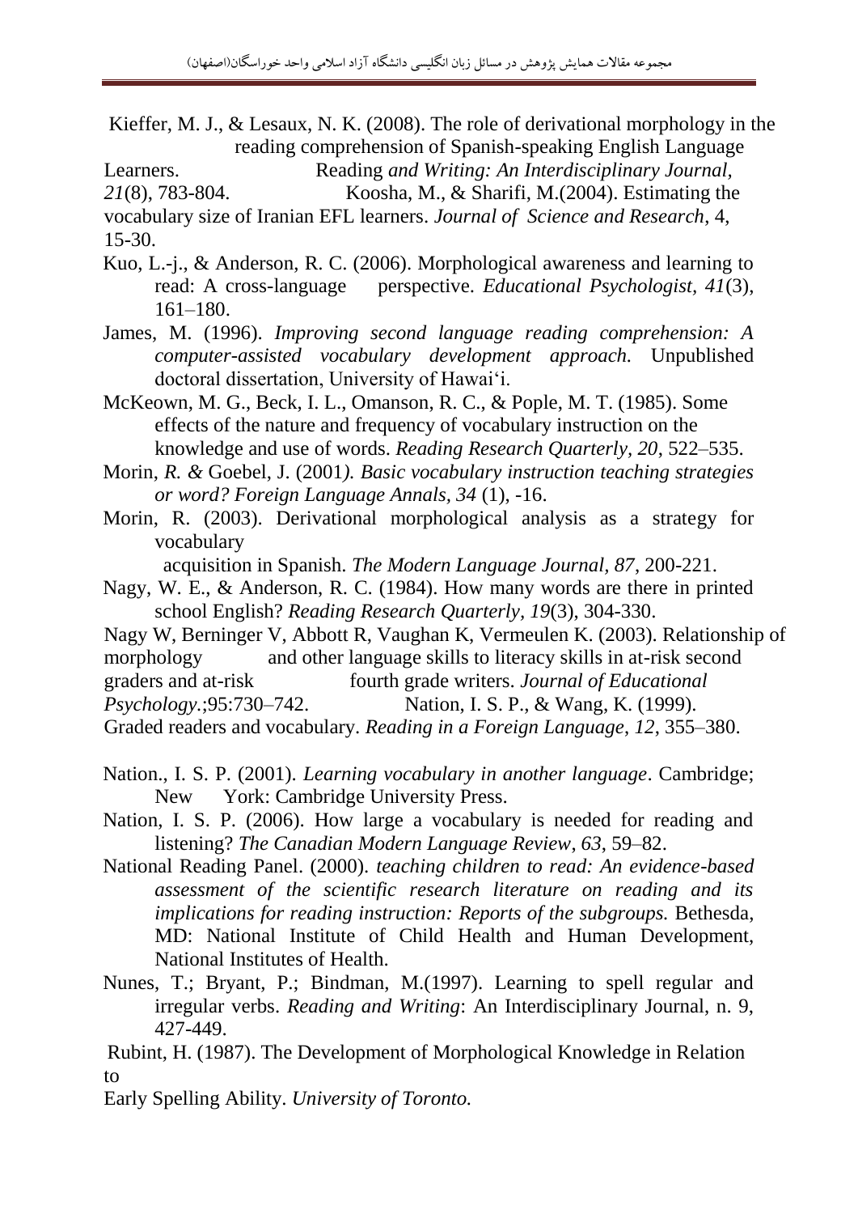Kieffer, M. J., & Lesaux, N. K. (2008). The role of derivational morphology in the reading comprehension of Spanish-speaking English Language Learners. Reading *and Writing: An Interdisciplinary Journal*, *21*(8), 783-804.

Koosha, M., & Sharifi, M.(2004). Estimating the vocabulary size of Iranian EFL learners. *Journal of Science and Research*, 4, 15-30.

Kuo, L.-j., & Anderson, R. C. (2006). Morphological awareness and learning to read: A cross-language perspective. *Educational Psychologist, 41*(3), 161–180.

James, M. (1996). *Improving second language reading comprehension: A computer-assisted vocabulary development approach.* Unpublished doctoral dissertation, University of Hawai'i.

McKeown, M. G., Beck, I. L., Omanson, R. C., & Pople, M. T. (1985). Some effects of the nature and frequency of vocabulary instruction on the knowledge and use of words. *Reading Research Quarterly, 20*, 522–535.

Morin, *R. &* Goebel, J. (2001*). Basic vocabulary instruction teaching strategies or word? Foreign Language Annals, 34* (1), -16.

Morin, R. (2003). Derivational morphological analysis as a strategy for vocabulary acquisition in Spanish. *The Modern Language Journal, 87*, 200-221.

Nagy, W. E., & Anderson, R. C. (1984). How many words are there in printed school English? *Reading Research Quarterly, 19*(3), 304-330.

Nagy W, Berninger V, Abbott R, Vaughan K, Vermeulen K. (2003). Relationship of morphology and other language skills to literacy skills in at-risk second graders and at-risk fourth grade writers. *Journal of Educational Psychology.*;95:730–742.

Nation, I. S. P., & Wang, K. (1999). Graded readers and vocabulary. *Reading in a Foreign Language*, *12*, 355–380.

Nation., I. S. P. (2001). *Learning vocabulary in another language*. Cambridge; New York: Cambridge University Press.

Nation, I. S. P. (2006). How large a vocabulary is needed for reading and listening? *The Canadian Modern Language Review, 63*, 59–82.

National Reading Panel. (2000). *teaching children to read: An evidence-based assessment of the scientific research literature on reading and its implications for reading instruction: Reports of the subgroups.* Bethesda, MD: National Institute of Child Health and Human Development, National Institutes of Health.

Nunes, T.; Bryant, P.; Bindman, M.(1997). Learning to spell regular and irregular verbs. *Reading and Writing*: An Interdisciplinary Journal, n. 9, 427-449.

Rubint, H. (1987). The Development of Morphological Knowledge in Relation to Early Spelling Ability. *University of Toronto.*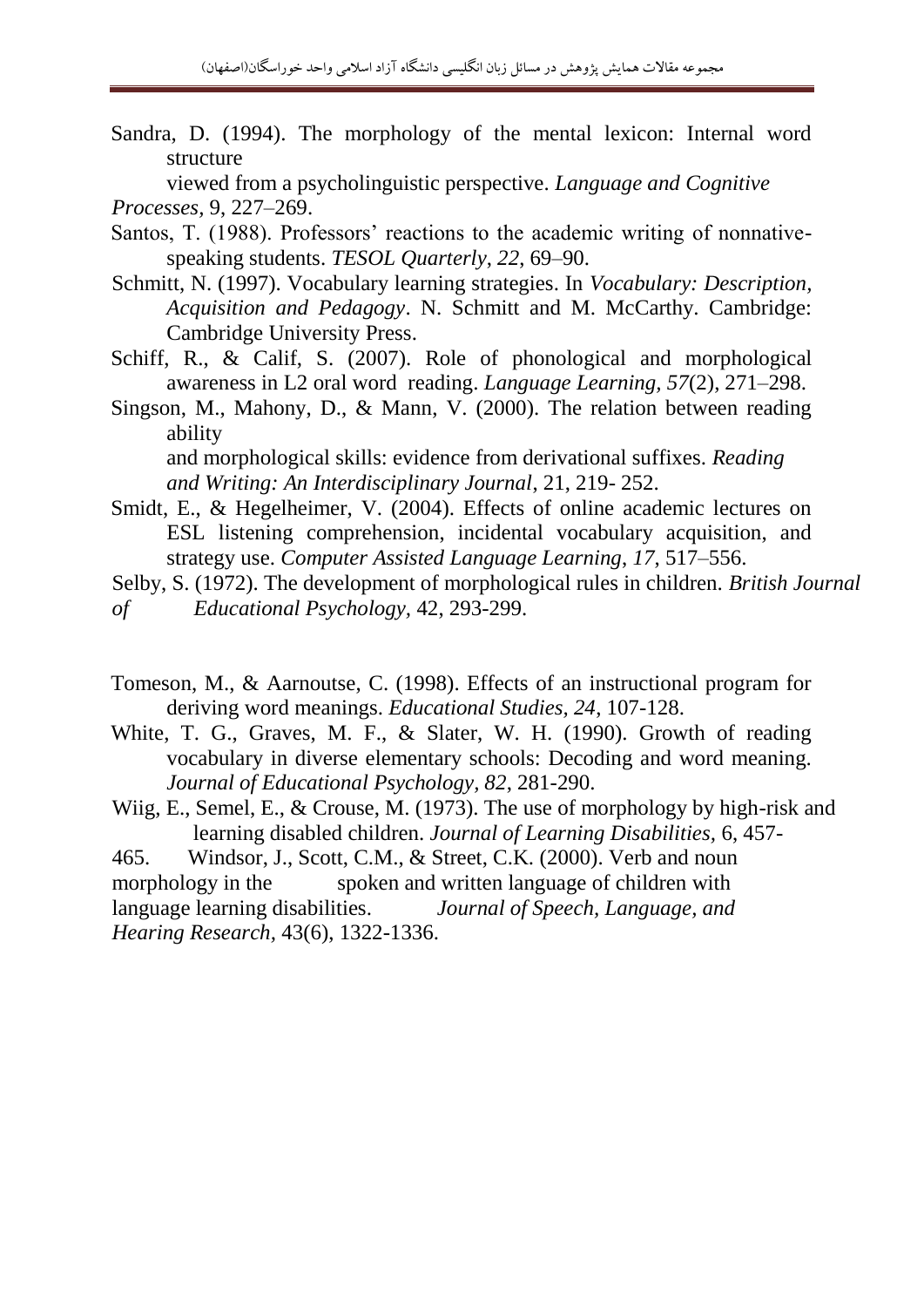Sandra, D. (1994). The morphology of the mental lexicon: Internal word structure viewed from a psycholinguistic perspective. *Language and Cognitive Processes*, 9, 227–269.

Santos, T. (1988). Professors' reactions to the academic writing of nonnative-speaking students. *TESOL Quarterly*, *22*, 69–90.

Schmitt, N. (1997). Vocabulary learning strategies. In *Vocabulary: Description, Acquisition and Pedagogy*. N. Schmitt and M. McCarthy. Cambridge: Cambridge University Press.

Schiff, R., & Calif, S. (2007). Role of phonological and morphological awareness in L2 oral word reading. *Language Learning, 57*(2), 271–298.

Singson, M., Mahony, D., & Mann, V. (2000). The relation between reading ability and morphological skills: evidence from derivational suffixes. *Reading and Writing: An Interdisciplinary Journal*, 21, 219- 252.

Smidt, E., & Hegelheimer, V. (2004). Effects of online academic lectures on ESL listening comprehension, incidental vocabulary acquisition, and strategy use. *Computer Assisted Language Learning*, *17*, 517–556.

Selby, S. (1972). The development of morphological rules in children. *British Journal of Educational Psychology,* 42, 293-299.

Tomeson, M., & Aarnoutse, C. (1998). Effects of an instructional program for deriving word meanings. *Educational Studies, 24*, 107-128.

White, T. G., Graves, M. F., & Slater, W. H. (1990). Growth of reading vocabulary in diverse elementary schools: Decoding and word meaning. *Journal of Educational Psychology, 82*, 281-290.

Wiig, E., Semel, E., & Crouse, M. (1973). The use of morphology by high-risk and learning disabled children. *Journal of Learning Disabilities*, 6, 457-465.

Windsor, J., Scott, C.M., & Street, C.K. (2000). Verb and noun morphology in the spoken and written language of children with language learning disabilities. *Journal of Speech, Language, and Hearing Research,* 43(6), 1322-1336.